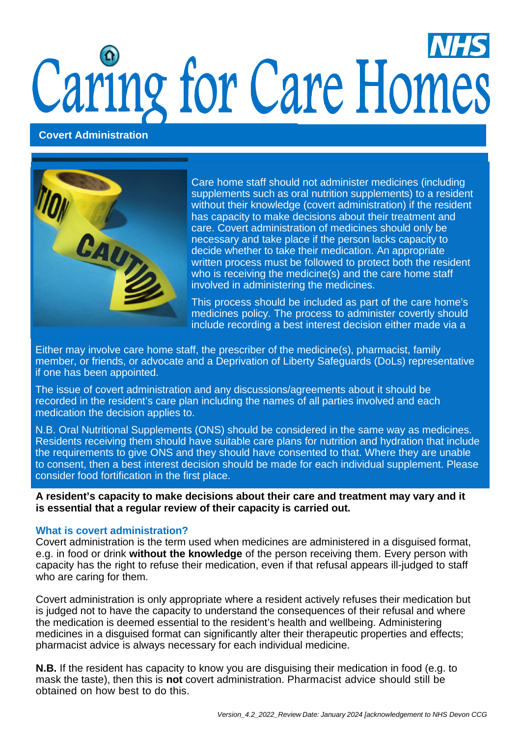# Caring for Care Homes

## Covert Administration

Care home staff should not administer medicines (including supplements such as oral nutrition supplements) to a resident without their knowledge (covert administration) if the resident has capacity to make decisions about their treatment and care. Covert administration of medicines should only be necessary and take place if the person lacks capacity to decide whether to take their medication. An appropriate written process must be followed to protect both the resident who is receiving the medicine(s) and the care home staff involved in administering the medicines.

This process should be included as part of the care home's medicines policy. The process to administer covertly should include recording a best interest decision either made via a

Either may involve care home staff, the prescriber of the medicine(s), pharmacist, family member, or friends, or advocate and a Deprivation of Liberty Safeguards (DoLs) representative if one has been appointed.

The issue of covert administration and any discussions/agreements about it should be recorded in the resident's care plan including the names of all parties involved and each medication the decision applies to.

N.B. Oral Nutritional Supplements (ONS) should be considered in the same way as medicines. Residents receiving them should have suitable care plans for nutrition and hydration that include the requirements to give ONS and they should have consented to that. Where they are unable to consent, then a best interest decision should be made for each individual supplement. Please consider food fortification in the first place.

**A resident's capacity to make decisions about their care and treatment may vary and it is essential that a regular review of their capacity is carried out.**

### What is covert administration?

Covert administration is the term used when medicines are administered in a disguised format, e.g. in food or drink **without the knowledge** of the person receiving them. Every person with capacity has the right to refuse their medication, even if that refusal appears ill-judged to staff who are caring for them.

Covert administration is only appropriate where a resident actively refuses their medication but is judged not to have the capacity to understand the consequences of their refusal and where the medication is deemed essential to the resident's health and wellbeing. Administering medicines in a disguised format can significantly alter their therapeutic properties and effects; pharmacist advice is always necessary for each individual medicine.

**N.B.** If the resident has capacity to know you are disguising their medication in food (e.g. to mask the taste), then this is **not** covert administration. Pharmacist advice should still be obtained on how best to do this.

*Version_4.2_2022_Review Date: January 2024 [acknowledgement to NHS Devon CCG*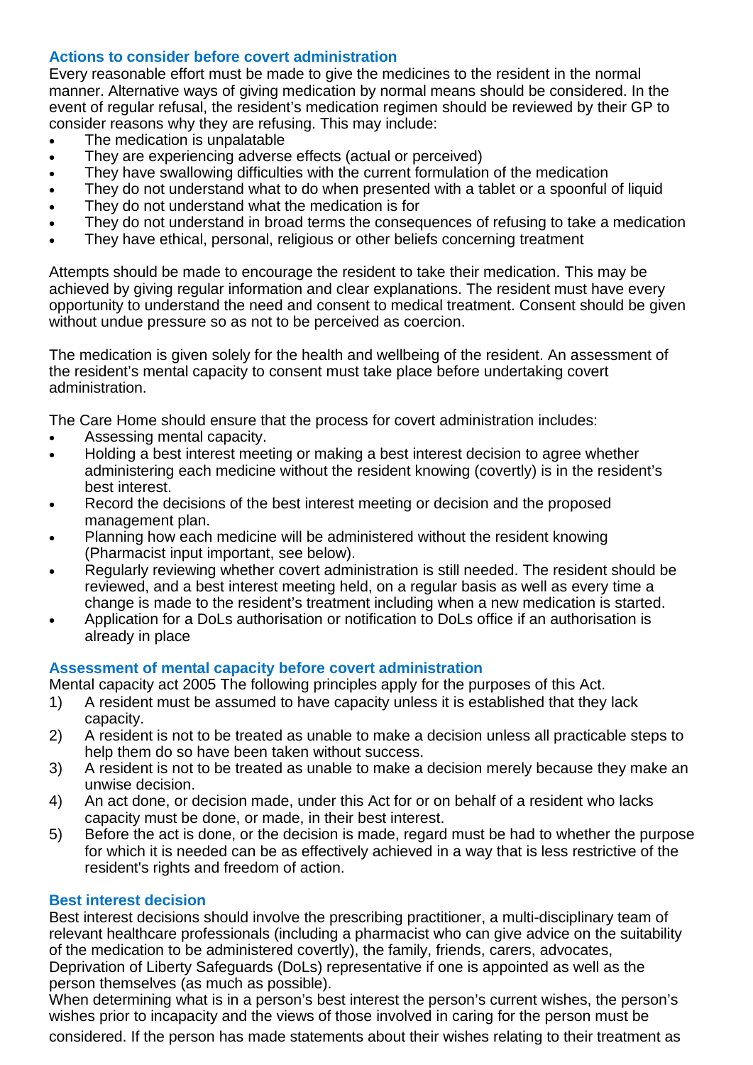## Actions to consider before covert administration

Every reasonable effort must be made to give the medicines to the resident in the normal manner. Alternative ways of giving medication by normal means should be considered. In the event of regular refusal, the resident's medication regimen should be reviewed by their GP to consider reasons why they are refusing. This may include:

- The medication is unpalatable
- They are experiencing adverse effects (actual or perceived)
- They have swallowing difficulties with the current formulation of the medication
- They do not understand what to do when presented with a tablet or a spoonful of liquid
- They do not understand what the medication is for
- They do not understand in broad terms the consequences of refusing to take a medication
- They have ethical, personal, religious or other beliefs concerning treatment

Attempts should be made to encourage the resident to take their medication. This may be achieved by giving regular information and clear explanations. The resident must have every opportunity to understand the need and consent to medical treatment. Consent should be given without undue pressure so as not to be perceived as coercion.

The medication is given solely for the health and wellbeing of the resident. An assessment of the resident's mental capacity to consent must take place before undertaking covert administration.

The Care Home should ensure that the process for covert administration includes:

- Assessing mental capacity.
- Holding a best interest meeting or making a best interest decision to agree whether administering each medicine without the resident knowing (covertly) is in the resident's best interest.
- Record the decisions of the best interest meeting or decision and the proposed management plan.
- Planning how each medicine will be administered without the resident knowing (Pharmacist input important, see below).
- Regularly reviewing whether covert administration is still needed. The resident should be reviewed, and a best interest meeting held, on a regular basis as well as every time a change is made to the resident's treatment including when a new medication is started.
- Application for a DoLs authorisation or notification to DoLs office if an authorisation is already in place

## Assessment of mental capacity before covert administration

Mental capacity act 2005 The following principles apply for the purposes of this Act.

1) A resident must be assumed to have capacity unless it is established that they lack capacity.
2) A resident is not to be treated as unable to make a decision unless all practicable steps to help them do so have been taken without success.
3) A resident is not to be treated as unable to make a decision merely because they make an unwise decision.
4) An act done, or decision made, under this Act for or on behalf of a resident who lacks capacity must be done, or made, in their best interest.
5) Before the act is done, or the decision is made, regard must be had to whether the purpose for which it is needed can be as effectively achieved in a way that is less restrictive of the resident's rights and freedom of action.

## Best interest decision

Best interest decisions should involve the prescribing practitioner, a multi-disciplinary team of relevant healthcare professionals (including a pharmacist who can give advice on the suitability of the medication to be administered covertly), the family, friends, carers, advocates, Deprivation of Liberty Safeguards (DoLs) representative if one is appointed as well as the person themselves (as much as possible).

When determining what is in a person's best interest the person's current wishes, the person's wishes prior to incapacity and the views of those involved in caring for the person must be considered. If the person has made statements about their wishes relating to their treatment as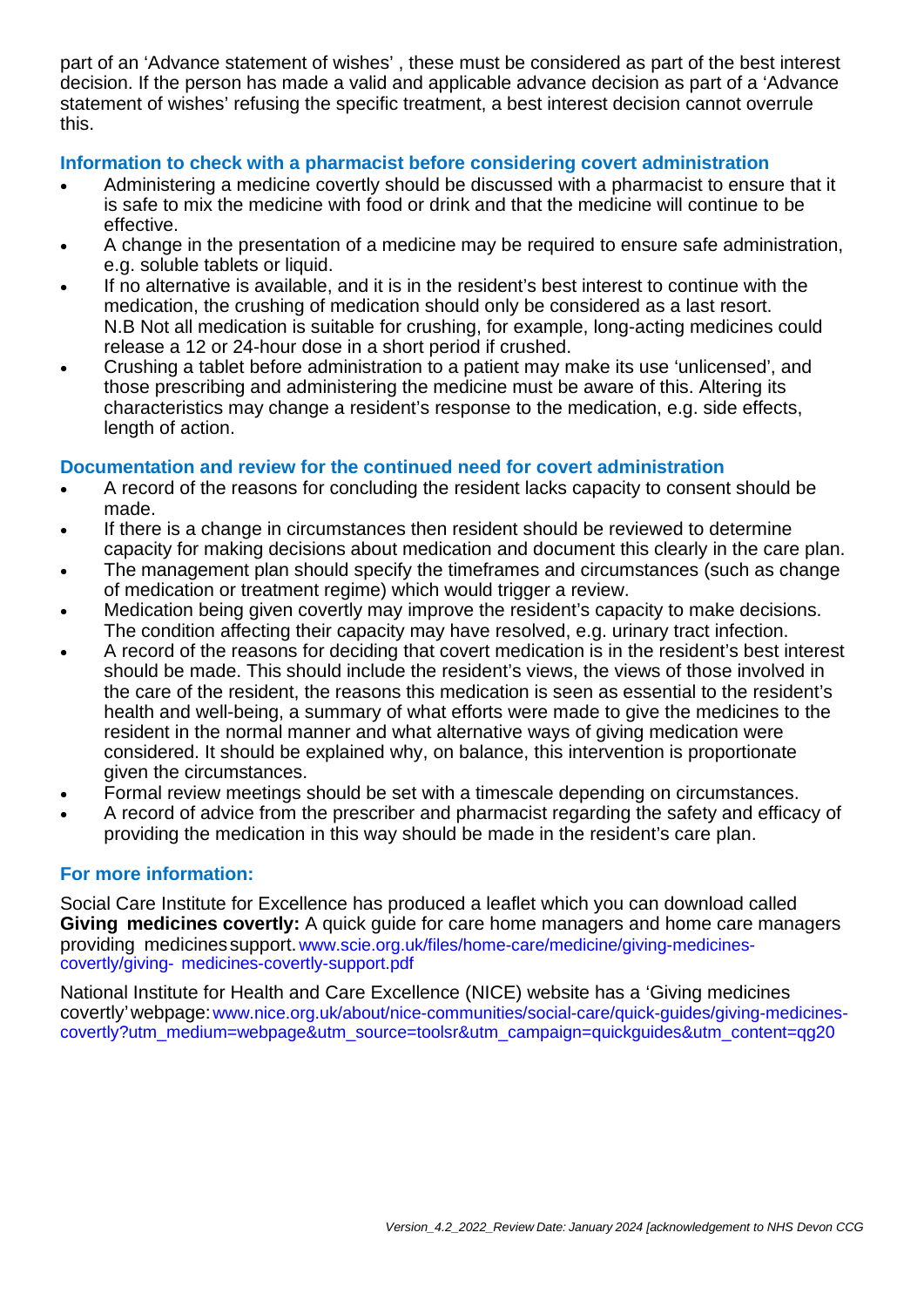part of an 'Advance statement of wishes' , these must be considered as part of the best interest decision. If the person has made a valid and applicable advance decision as part of a 'Advance statement of wishes' refusing the specific treatment, a best interest decision cannot overrule this.

### Information to check with a pharmacist before considering covert administration

- Administering a medicine covertly should be discussed with a pharmacist to ensure that it is safe to mix the medicine with food or drink and that the medicine will continue to be effective.
- A change in the presentation of a medicine may be required to ensure safe administration, e.g. soluble tablets or liquid.
- If no alternative is available, and it is in the resident's best interest to continue with the medication, the crushing of medication should only be considered as a last resort. N.B Not all medication is suitable for crushing, for example, long-acting medicines could release a 12 or 24-hour dose in a short period if crushed.
- Crushing a tablet before administration to a patient may make its use 'unlicensed', and those prescribing and administering the medicine must be aware of this. Altering its characteristics may change a resident's response to the medication, e.g. side effects, length of action.

### Documentation and review for the continued need for covert administration

- A record of the reasons for concluding the resident lacks capacity to consent should be made.
- If there is a change in circumstances then resident should be reviewed to determine capacity for making decisions about medication and document this clearly in the care plan.
- The management plan should specify the timeframes and circumstances (such as change of medication or treatment regime) which would trigger a review.
- Medication being given covertly may improve the resident's capacity to make decisions. The condition affecting their capacity may have resolved, e.g. urinary tract infection.
- A record of the reasons for deciding that covert medication is in the resident's best interest should be made. This should include the resident's views, the views of those involved in the care of the resident, the reasons this medication is seen as essential to the resident's health and well-being, a summary of what efforts were made to give the medicines to the resident in the normal manner and what alternative ways of giving medication were considered. It should be explained why, on balance, this intervention is proportionate given the circumstances.
- Formal review meetings should be set with a timescale depending on circumstances.
- A record of advice from the prescriber and pharmacist regarding the safety and efficacy of providing the medication in this way should be made in the resident's care plan.

### For more information:

Social Care Institute for Excellence has produced a leaflet which you can download called **Giving medicines covertly:** A quick guide for care home managers and home care managers providing medicines support. www.scie.org.uk/files/home-care/medicine/giving-medicines-covertly/giving-medicines-covertly-support.pdf

National Institute for Health and Care Excellence (NICE) website has a 'Giving medicines covertly' webpage: www.nice.org.uk/about/nice-communities/social-care/quick-guides/giving-medicines-covertly?utm_medium=webpage&utm_source=toolsr&utm_campaign=quickguides&utm_content=qg20

*Version_4.2_2022_Review Date: January 2024 [acknowledgement to NHS Devon CCG*